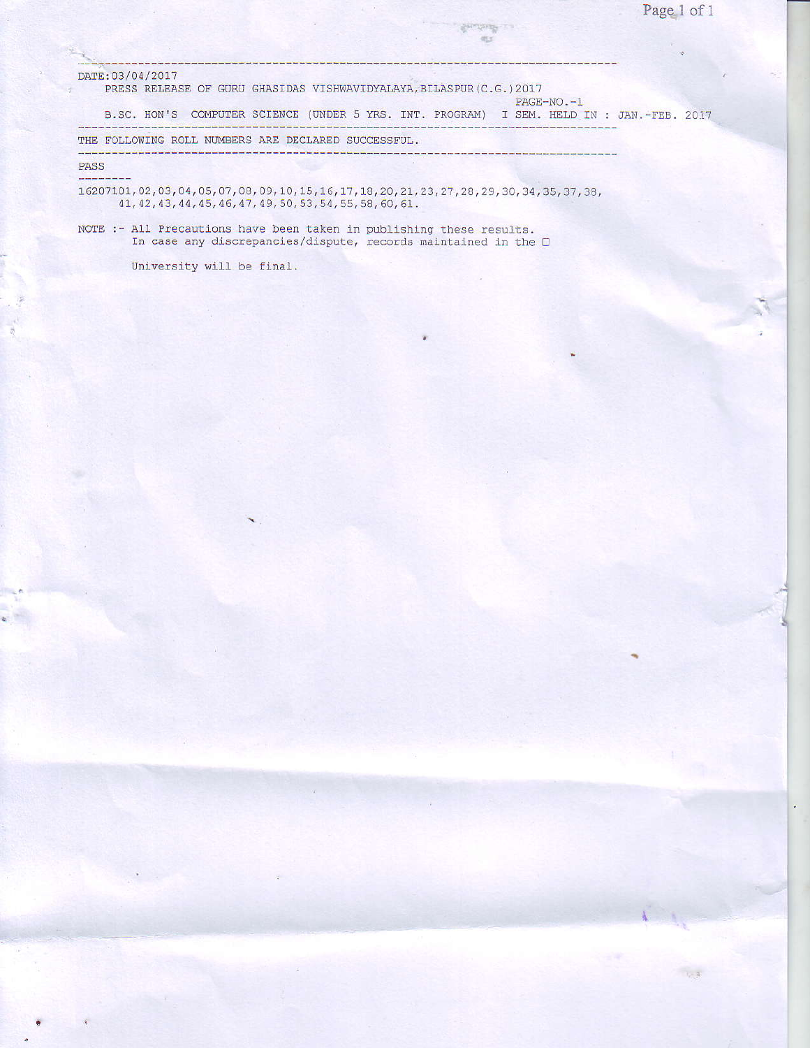DATE:03/04/2017

PRESS RELEASE OF GURU GHASIDAS VISHWAVIDYALAYA,BILASPUR(C.G.)2017

PAGE-NO.-1

B.SC. HON'S COMPUTER SCIENCE (UNDER 5 YRS. INT. PROGRAM) I SEM. HELD IN : JAN.-FEB. 2017

THE FOLLOWING ROLL NUMBERS ARE DECLARED SUCCESSFUL.

PASS

16207101,02,03,04,05,07,08,09,10,15,16,17,18,20,21,23,27,28,29,30,34,35,37,38,
41,42,43,44,45,46,47,49,50,53,54,55,58,60,61.

NOTE :- All Precautions have been taken in publishing these results.
In case any discrepancies/dispute, records maintained in the

University will be final.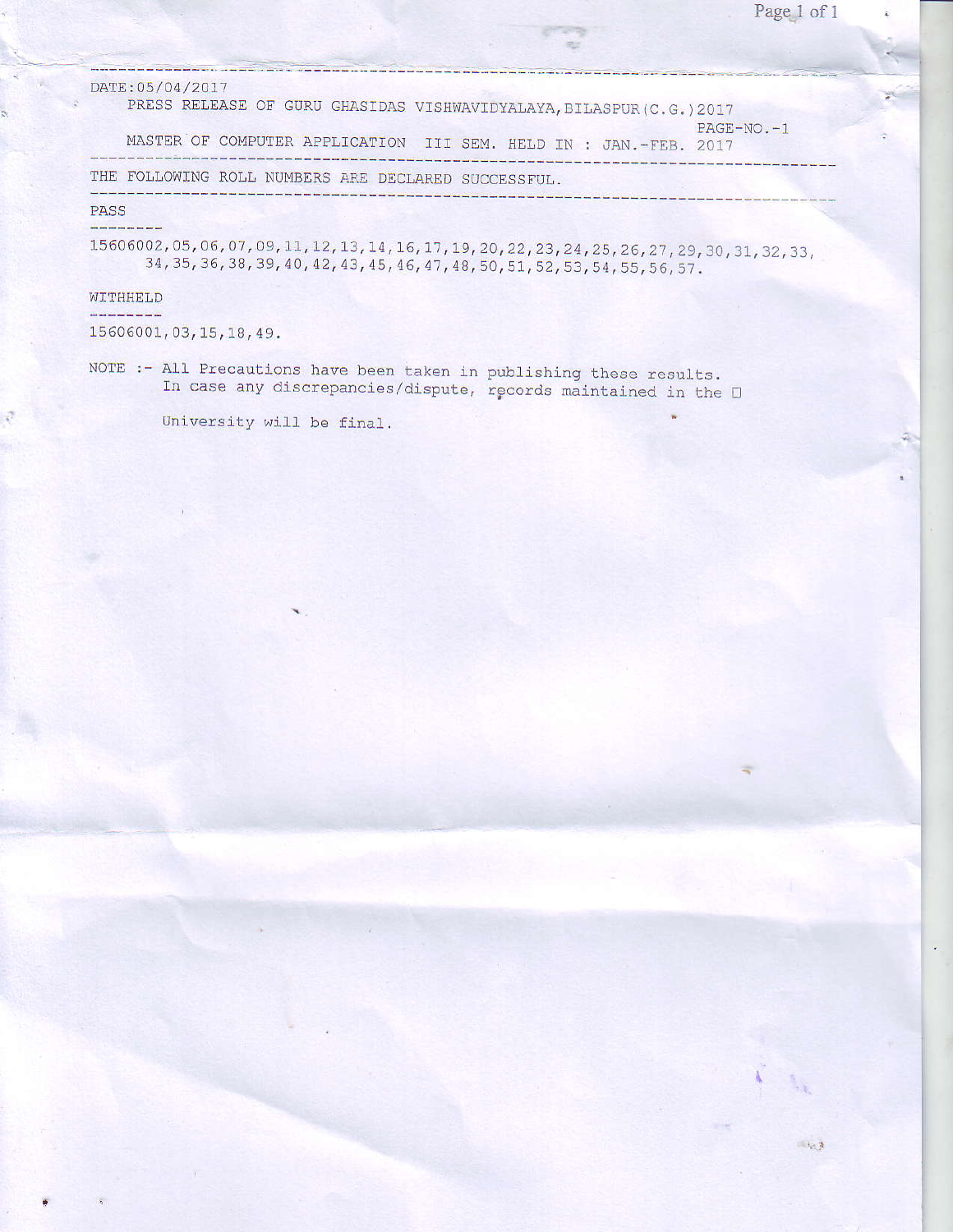DATE:05/04/2017

PRESS RELEASE OF GURU GHASIDAS VISHWAVIDYALAYA,BILASPUR(C.G.)2017

PAGE-NO.-1

MASTER OF COMPUTER APPLICATION III SEM. HELD IN : JAN.-FEB. 2017

---

THE FOLLOWING ROLL NUMBERS ARE DECLARED SUCCESSFUL.

---

PASS

15606002,05,06,07,09,11,12,13,14,16,17,19,20,22,23,24,25,26,27,29,30,31,32,33,
34,35,36,38,39,40,42,43,45,46,47,48,50,51,52,53,54,55,56,57.

WITHHELD

15606001,03,15,18,49.

NOTE :- All Precautions have been taken in publishing these results.
In case any discrepancies/dispute, records maintained in the

University will be final.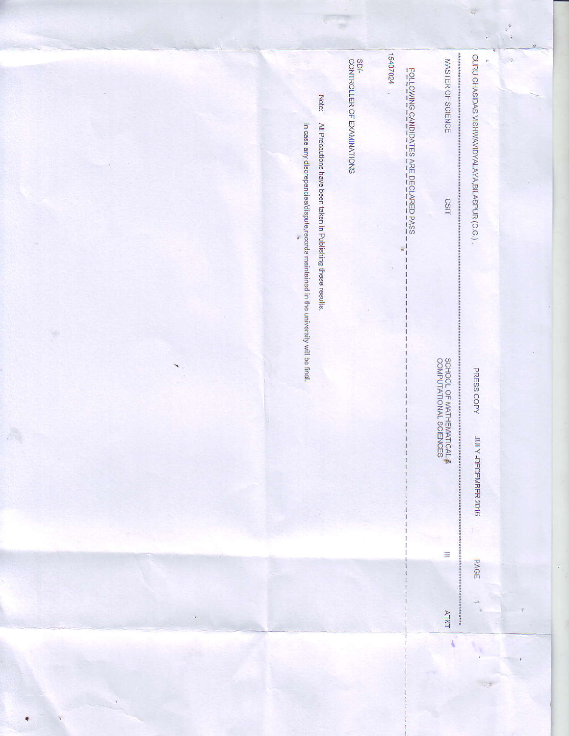GURU GHASIDAS VISHWAVIDYALAYA,BILASPUR (C.G.), PRESS COPY JULY -DECEMBER 2016 PAGE 1

MASTER OF SCIENCE CSIT SCHOOL OF MATHEMATICAL & COMPUTATIONAL SCIENCES III ATKT

FOLLOWING CANDIDATES ARE DECLARED PASS

15407024

SD/-
CONTROLLER OF EXAMINATIONS

Note: All Precautions have been taken in Publishing these results.

In case any discrepancies/dispute,records maintained in the university will be final.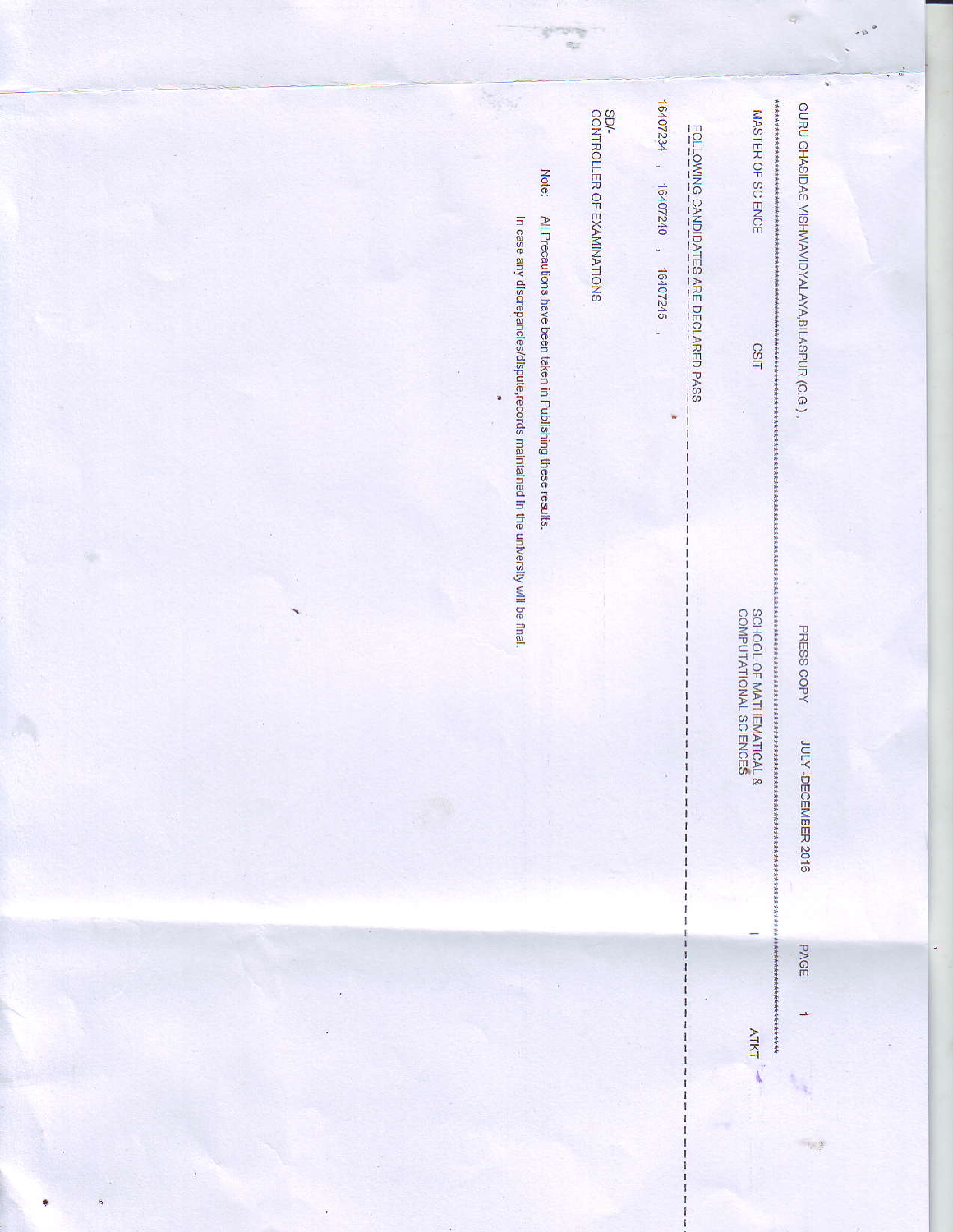GURU GHASIDAS VISHWAVIDYALAYA,BILASPUR (C.G.) , PRESS COPY JULY -DECEMBER 2016 PAGE 1

MASTER OF SCIENCE CSIT SCHOOL OF MATHEMATICAL & COMPUTATIONAL SCIENCES I ATKT

FOLLOWING CANDIDATES ARE DECLARED PASS

16407234 , 16407240 , 16407245 ,

SD/-
CONTROLLER OF EXAMINATIONS

Note: All Precautions have been taken in Publishing these results.
In case any discrepancies/dispute,records maintained in the university will be final.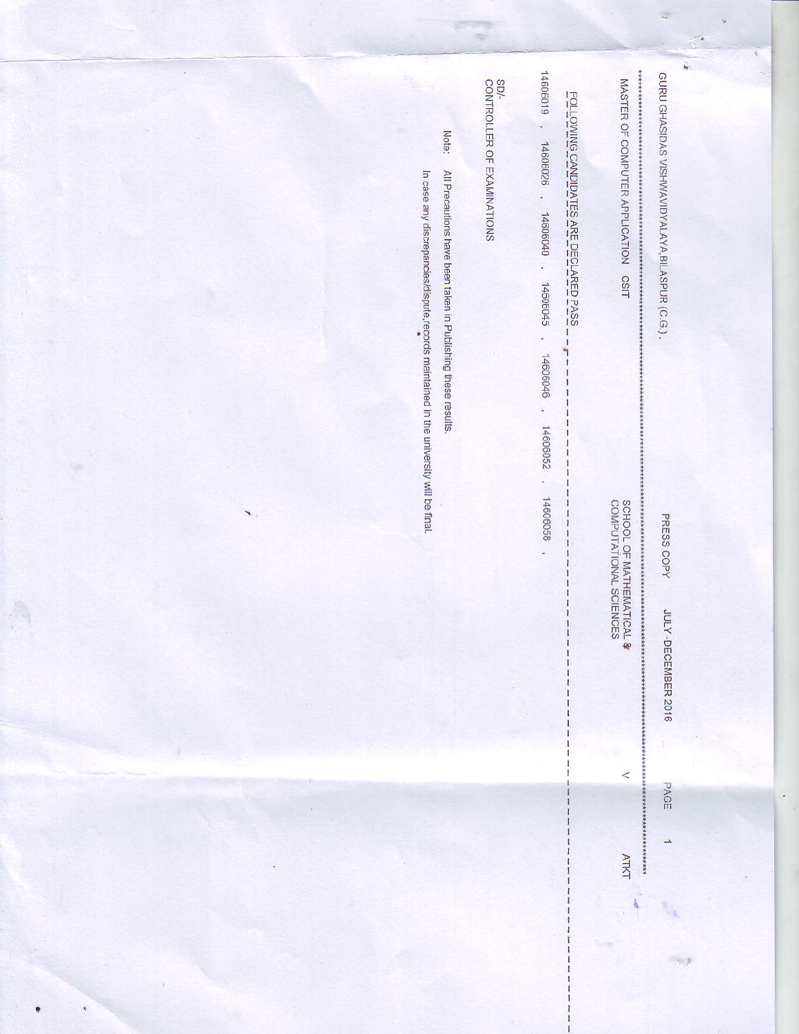GURU GHASIDAS VISHWAVIDYALAYA,BILASPUR (C.G.). PRESS COPY JULY -DECEMBER 2016 PAGE 1

**************************************************************************************************

MASTER OF COMPUTER APPLICATION CSIT SCHOOL OF MATHEMATICAL & COMPUTATIONAL SCIENCES V ATKT

FOLLOWING CANDIDATES ARE DECLARED PASS

14606019 , 14606026 , 14606040 , 14506045 , 14606046 , 14606052 , 14606058 ,

SD/-
CONTROLLER OF EXAMINATIONS

Note: All Precautions have been taken in Publishing these results.
In case any discrepancies/dispute,records maintained in the university will be final.